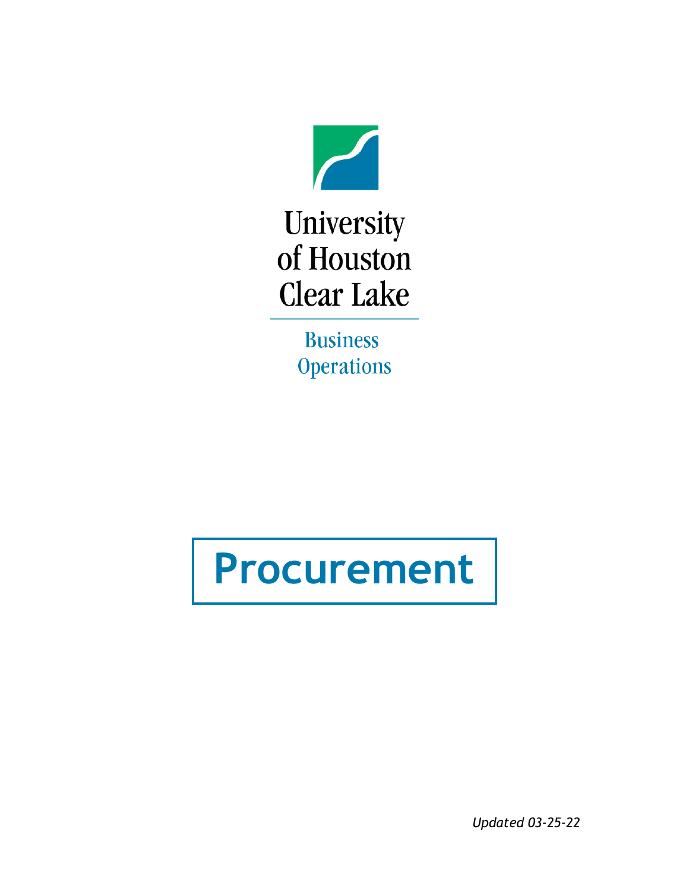University of Houston Clear Lake

Business Operations

# Procurement

*Updated 03-25-22*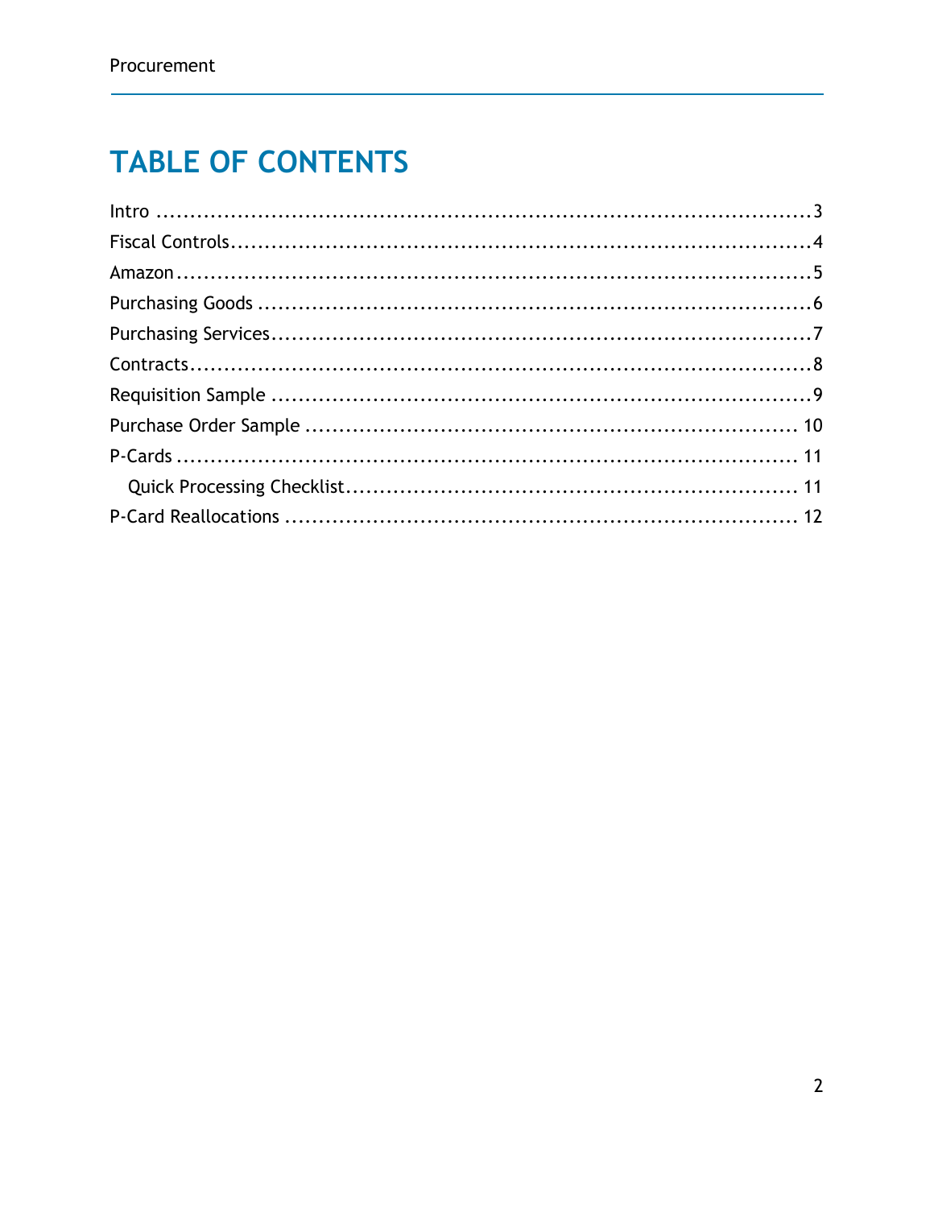# TABLE OF CONTENTS

Intro ........................................................................................3
Fiscal Controls...............................................................................4
Amazon.......................................................................................5
Purchasing Goods ...........................................................................6
Purchasing Services.........................................................................7
Contracts.....................................................................................8
Requisition Sample ..........................................................................9
Purchase Order Sample ..................................................................... 10
P-Cards ...................................................................................... 11
  Quick Processing Checklist............................................................... 11
P-Card Reallocations ........................................................................ 12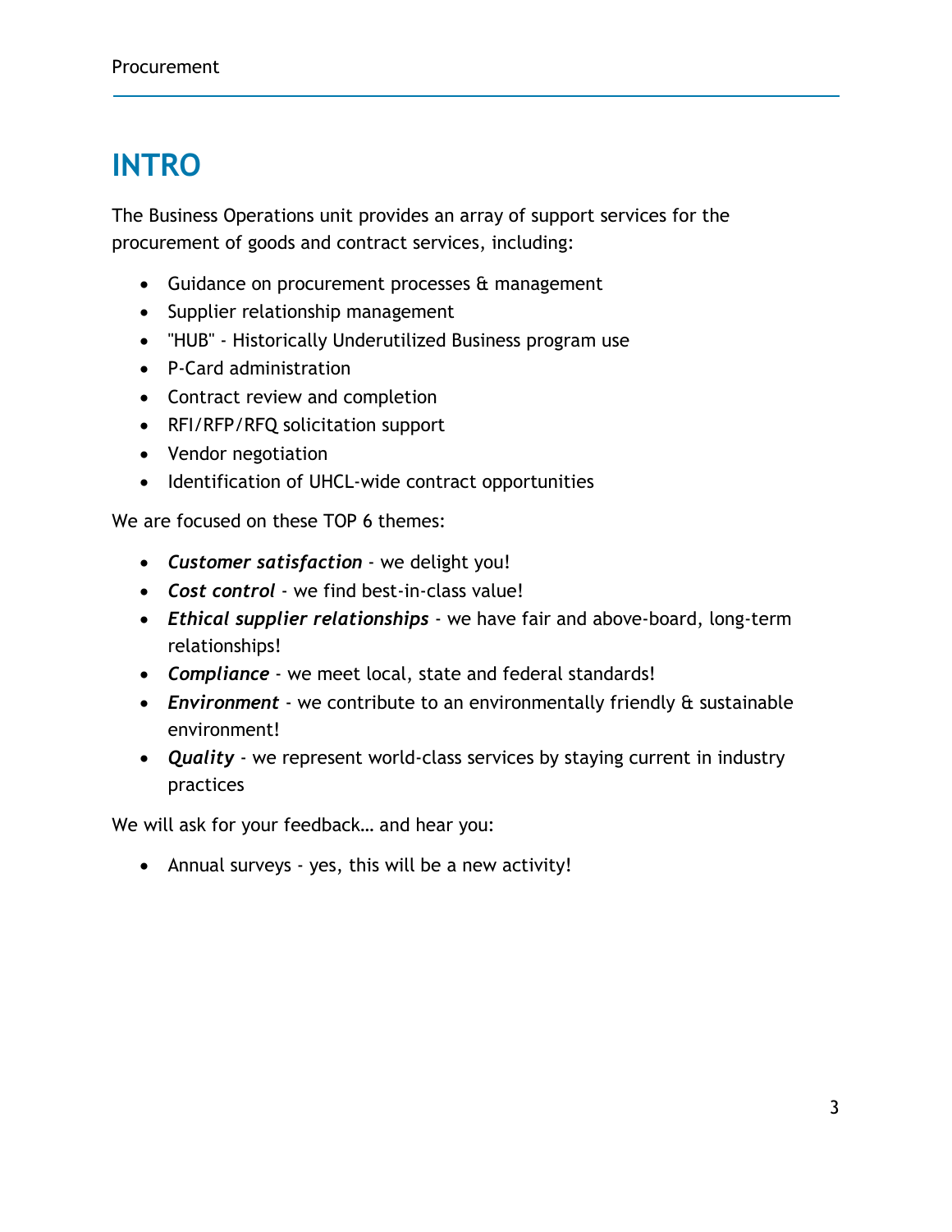# INTRO

The Business Operations unit provides an array of support services for the procurement of goods and contract services, including:

- Guidance on procurement processes & management
- Supplier relationship management
- "HUB" - Historically Underutilized Business program use
- P-Card administration
- Contract review and completion
- RFI/RFP/RFQ solicitation support
- Vendor negotiation
- Identification of UHCL-wide contract opportunities

We are focused on these TOP 6 themes:

- ***Customer satisfaction*** - we delight you!
- ***Cost control*** - we find best-in-class value!
- ***Ethical supplier relationships*** - we have fair and above-board, long-term relationships!
- ***Compliance*** - we meet local, state and federal standards!
- ***Environment*** - we contribute to an environmentally friendly & sustainable environment!
- ***Quality*** - we represent world-class services by staying current in industry practices

We will ask for your feedback… and hear you:

- Annual surveys - yes, this will be a new activity!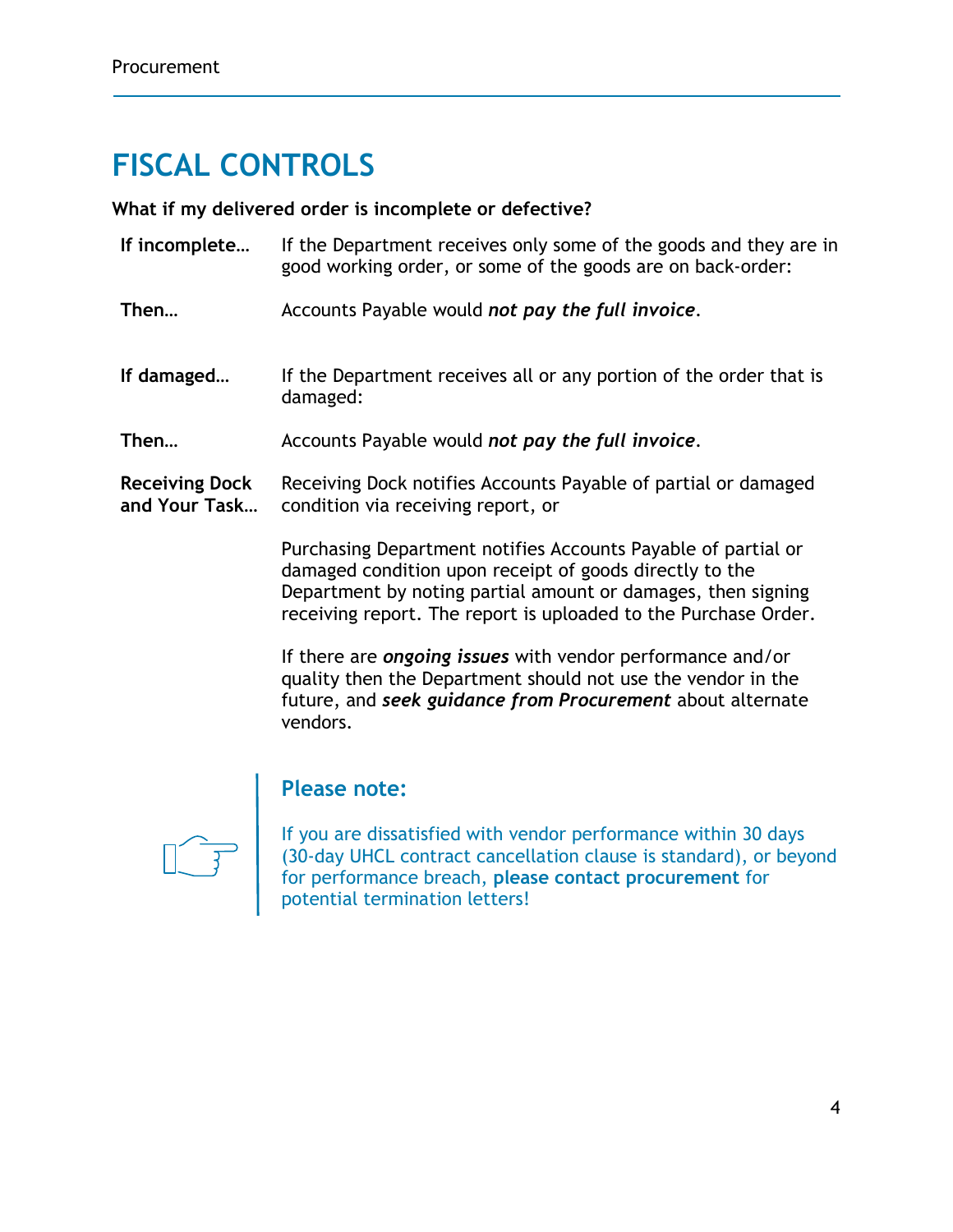# FISCAL CONTROLS

**What if my delivered order is incomplete or defective?**

**If incomplete…** If the Department receives only some of the goods and they are in good working order, or some of the goods are on back-order:

**Then…** Accounts Payable would ***not pay the full invoice***.

**If damaged…** If the Department receives all or any portion of the order that is damaged:

**Then…** Accounts Payable would ***not pay the full invoice***.

**Receiving Dock and Your Task…** Receiving Dock notifies Accounts Payable of partial or damaged condition via receiving report, or

Purchasing Department notifies Accounts Payable of partial or damaged condition upon receipt of goods directly to the Department by noting partial amount or damages, then signing receiving report. The report is uploaded to the Purchase Order.

If there are ***ongoing issues*** with vendor performance and/or quality then the Department should not use the vendor in the future, and ***seek guidance from Procurement*** about alternate vendors.

### Please note:

If you are dissatisfied with vendor performance within 30 days (30-day UHCL contract cancellation clause is standard), or beyond for performance breach, **please contact procurement** for potential termination letters!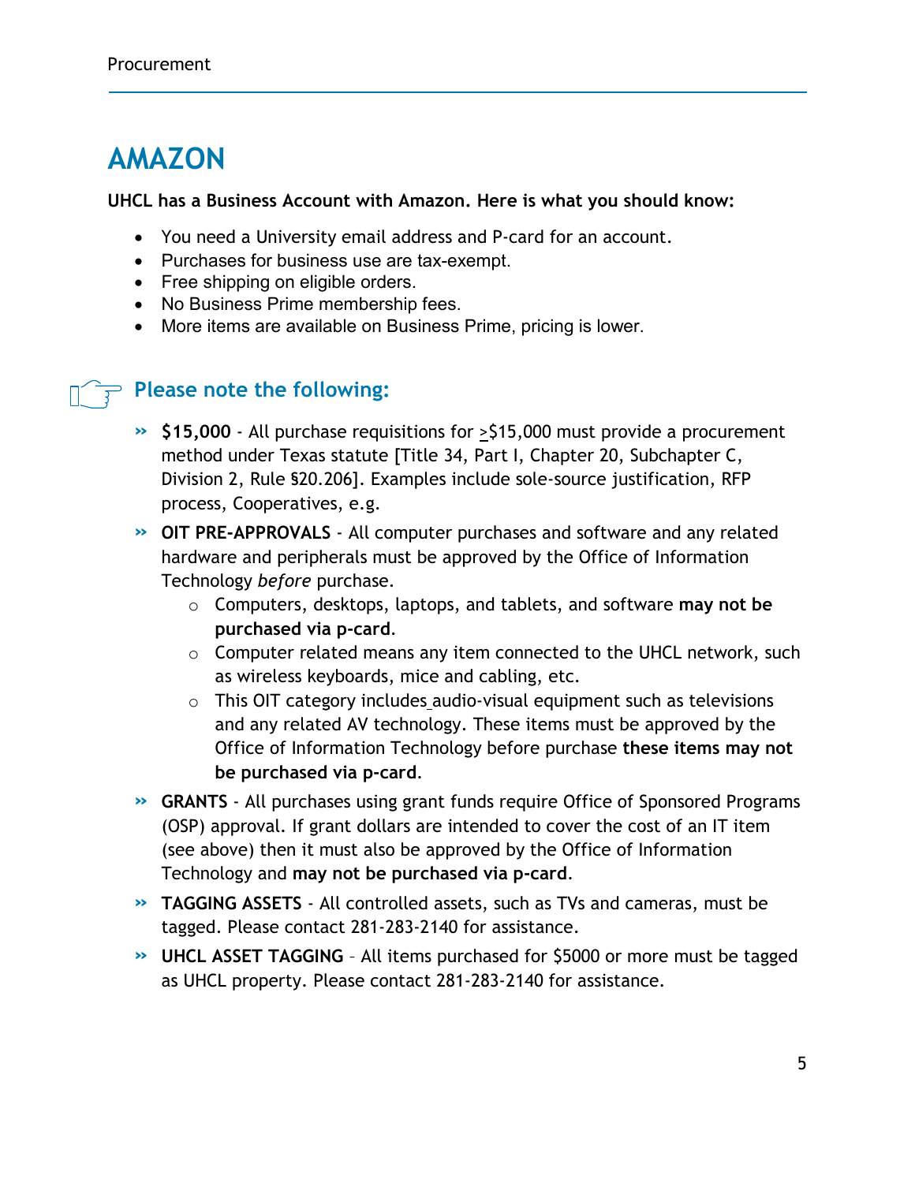# AMAZON

**UHCL has a Business Account with Amazon. Here is what you should know:**

- You need a University email address and P-card for an account.
- Purchases for business use are tax-exempt.
- Free shipping on eligible orders.
- No Business Prime membership fees.
- More items are available on Business Prime, pricing is lower.

## Please note the following:

- **$15,000** - All purchase requisitions for ≥$15,000 must provide a procurement method under Texas statute [Title 34, Part I, Chapter 20, Subchapter C, Division 2, Rule §20.206]. Examples include sole-source justification, RFP process, Cooperatives, e.g.
- **OIT PRE-APPROVALS** - All computer purchases and software and any related hardware and peripherals must be approved by the Office of Information Technology *before* purchase.
  - Computers, desktops, laptops, and tablets, and software **may not be purchased via p-card**.
  - Computer related means any item connected to the UHCL network, such as wireless keyboards, mice and cabling, etc.
  - This OIT category includes audio-visual equipment such as televisions and any related AV technology. These items must be approved by the Office of Information Technology before purchase **these items may not be purchased via p-card**.
- **GRANTS** - All purchases using grant funds require Office of Sponsored Programs (OSP) approval. If grant dollars are intended to cover the cost of an IT item (see above) then it must also be approved by the Office of Information Technology and **may not be purchased via p-card**.
- **TAGGING ASSETS** - All controlled assets, such as TVs and cameras, must be tagged. Please contact 281-283-2140 for assistance.
- **UHCL ASSET TAGGING** – All items purchased for $5000 or more must be tagged as UHCL property. Please contact 281-283-2140 for assistance.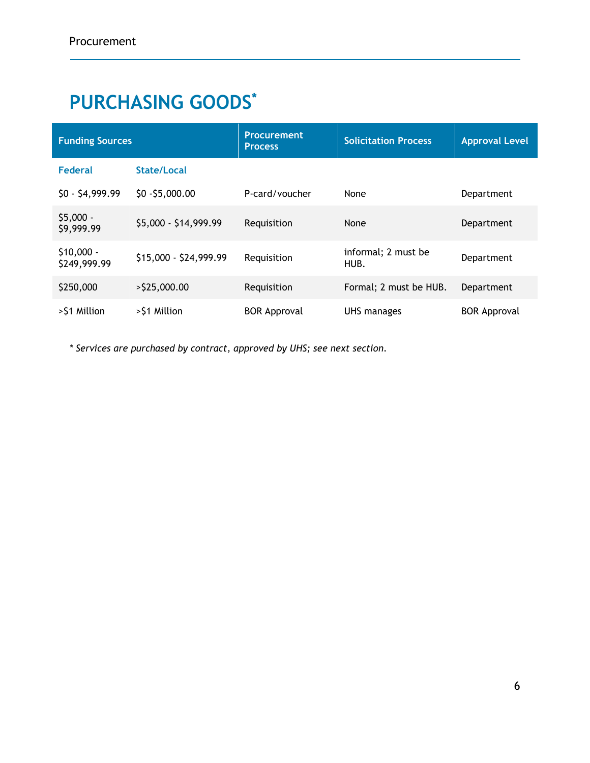# PURCHASING GOODS*

| Funding Sources | | Procurement Process | Solicitation Process | Approval Level |
|---|---|---|---|---|
| Federal | State/Local | | | |
| $0 - $4,999.99 | $0 -$5,000.00 | P-card/voucher | None | Department |
| $5,000 - $9,999.99 | $5,000 - $14,999.99 | Requisition | None | Department |
| $10,000 - $249,999.99 | $15,000 - $24,999.99 | Requisition | informal; 2 must be HUB. | Department |
| $250,000 | >$25,000.00 | Requisition | Formal; 2 must be HUB. | Department |
| >$1 Million | >$1 Million | BOR Approval | UHS manages | BOR Approval |

*\* Services are purchased by contract, approved by UHS; see next section.*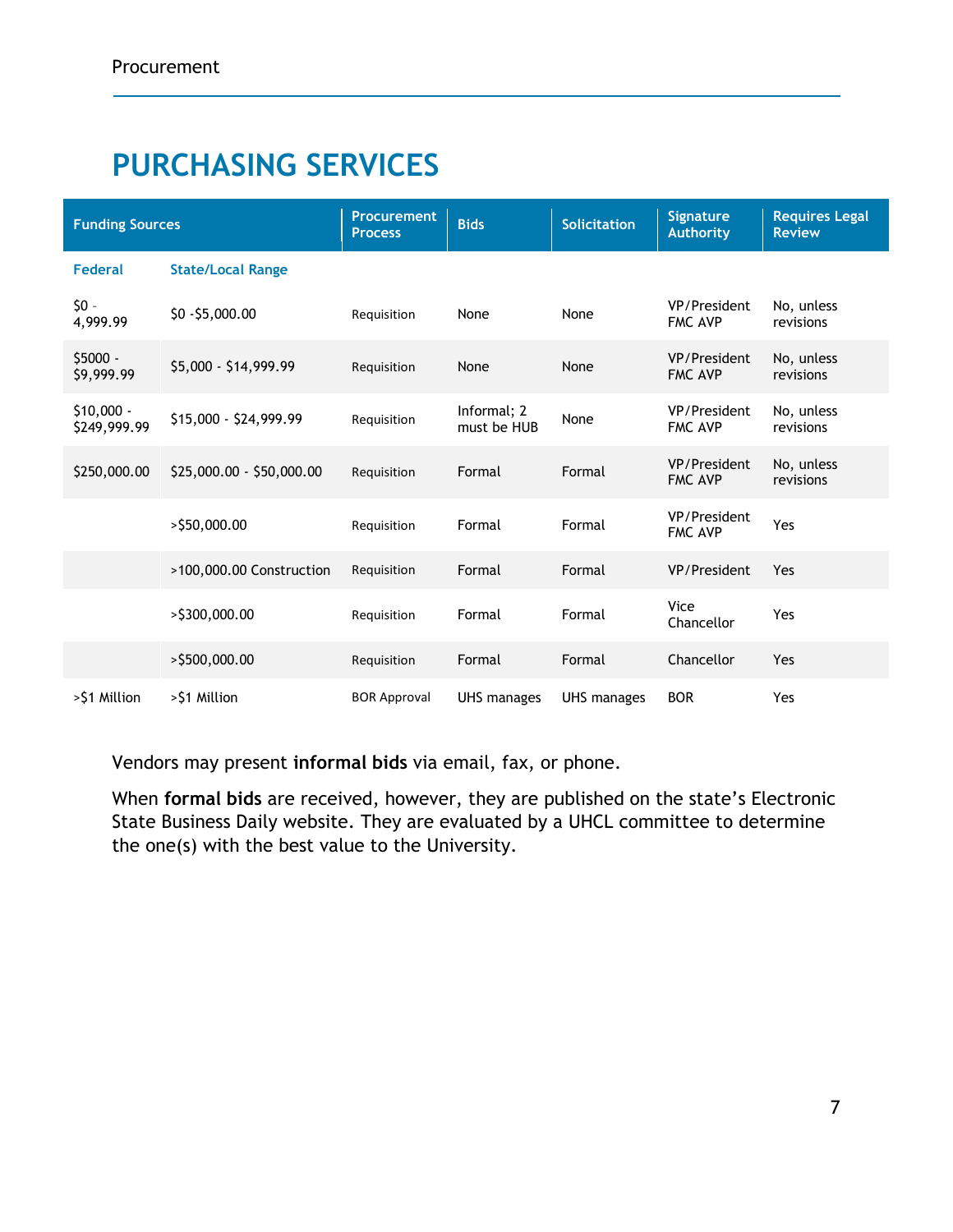# PURCHASING SERVICES

| Funding Sources | | Procurement Process | Bids | Solicitation | Signature Authority | Requires Legal Review |
|---|---|---|---|---|---|---|
| **Federal** | **State/Local Range** | | | | | |
| $0 - 4,999.99 | $0 -$5,000.00 | Requisition | None | None | VP/President FMC AVP | No, unless revisions |
| $5000 - $9,999.99 | $5,000 - $14,999.99 | Requisition | None | None | VP/President FMC AVP | No, unless revisions |
| $10,000 - $249,999.99 | $15,000 - $24,999.99 | Requisition | Informal; 2 must be HUB | None | VP/President FMC AVP | No, unless revisions |
| $250,000.00 | $25,000.00 - $50,000.00 | Requisition | Formal | Formal | VP/President FMC AVP | No, unless revisions |
| | >$50,000.00 | Requisition | Formal | Formal | VP/President FMC AVP | Yes |
| | >100,000.00 Construction | Requisition | Formal | Formal | VP/President | Yes |
| | >$300,000.00 | Requisition | Formal | Formal | Vice Chancellor | Yes |
| | >$500,000.00 | Requisition | Formal | Formal | Chancellor | Yes |
| >$1 Million | >$1 Million | BOR Approval | UHS manages | UHS manages | BOR | Yes |

Vendors may present **informal bids** via email, fax, or phone.

When **formal bids** are received, however, they are published on the state's Electronic State Business Daily website. They are evaluated by a UHCL committee to determine the one(s) with the best value to the University.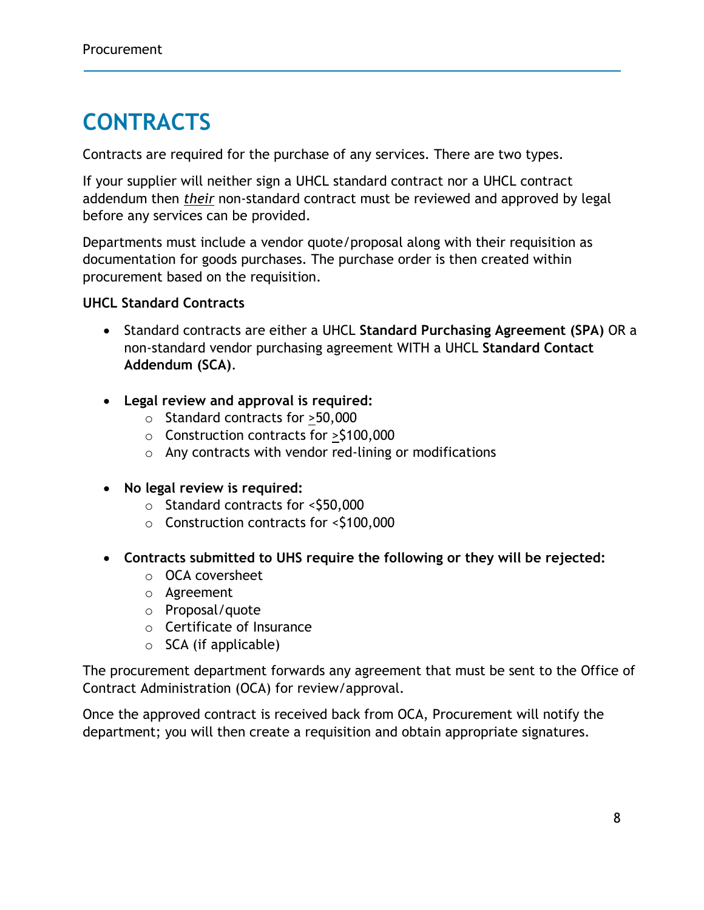# CONTRACTS

Contracts are required for the purchase of any services. There are two types.

If your supplier will neither sign a UHCL standard contract nor a UHCL contract addendum then *their* non-standard contract must be reviewed and approved by legal before any services can be provided.

Departments must include a vendor quote/proposal along with their requisition as documentation for goods purchases. The purchase order is then created within procurement based on the requisition.

**UHCL Standard Contracts**

- Standard contracts are either a UHCL **Standard Purchasing Agreement (SPA)** OR a non-standard vendor purchasing agreement WITH a UHCL **Standard Contact Addendum (SCA)**.

- **Legal review and approval is required:**
  - Standard contracts for ≥50,000
  - Construction contracts for ≥$100,000
  - Any contracts with vendor red-lining or modifications

- **No legal review is required:**
  - Standard contracts for <$50,000
  - Construction contracts for <$100,000

- **Contracts submitted to UHS require the following or they will be rejected:**
  - OCA coversheet
  - Agreement
  - Proposal/quote
  - Certificate of Insurance
  - SCA (if applicable)

The procurement department forwards any agreement that must be sent to the Office of Contract Administration (OCA) for review/approval.

Once the approved contract is received back from OCA, Procurement will notify the department; you will then create a requisition and obtain appropriate signatures.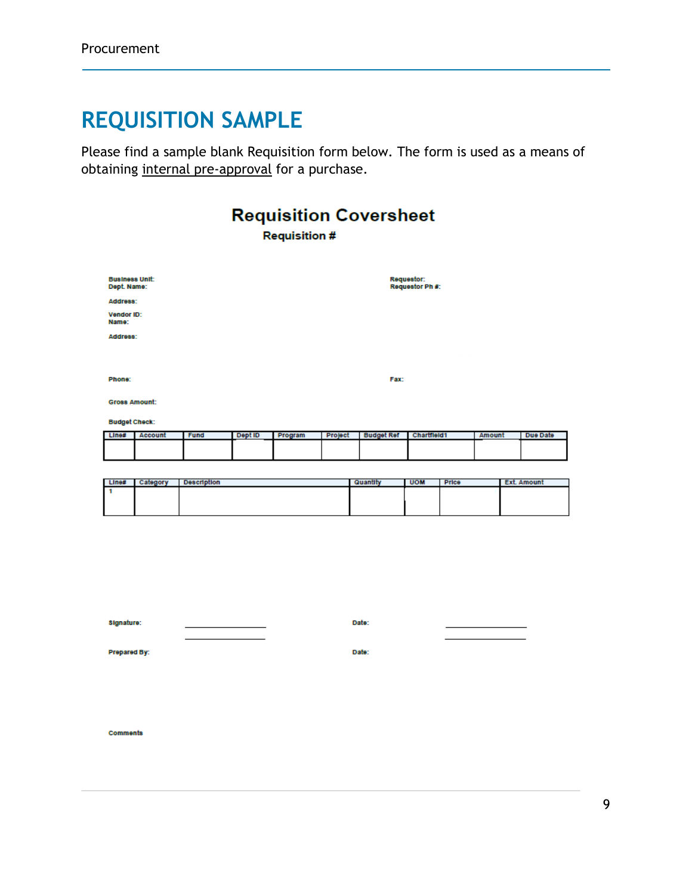# REQUISITION SAMPLE

Please find a sample blank Requisition form below. The form is used as a means of obtaining internal pre-approval for a purchase.

## Requisition Coversheet

**Requisition #**

**Business Unit:**
**Dept. Name:**

**Address:**

**Vendor ID:**
**Name:**

**Address:**

**Requestor:**
**Requestor Ph #:**

**Phone:**

**Fax:**

**Gross Amount:**

**Budget Check:**

| Line# | Account | Fund | Dept ID | Program | Project | Budget Ref | Chartfield1 | Amount | Due Date |
|---|---|---|---|---|---|---|---|---|---|
| | | | | | | | | | |

| Line# | Category | Description | Quantity | UOM | Price | Ext. Amount |
|---|---|---|---|---|---|---|
| 1 | | | | | | |

**Signature:** ________________ **Date:** ________________

________________ ________________

**Prepared By:** **Date:**

**Comments**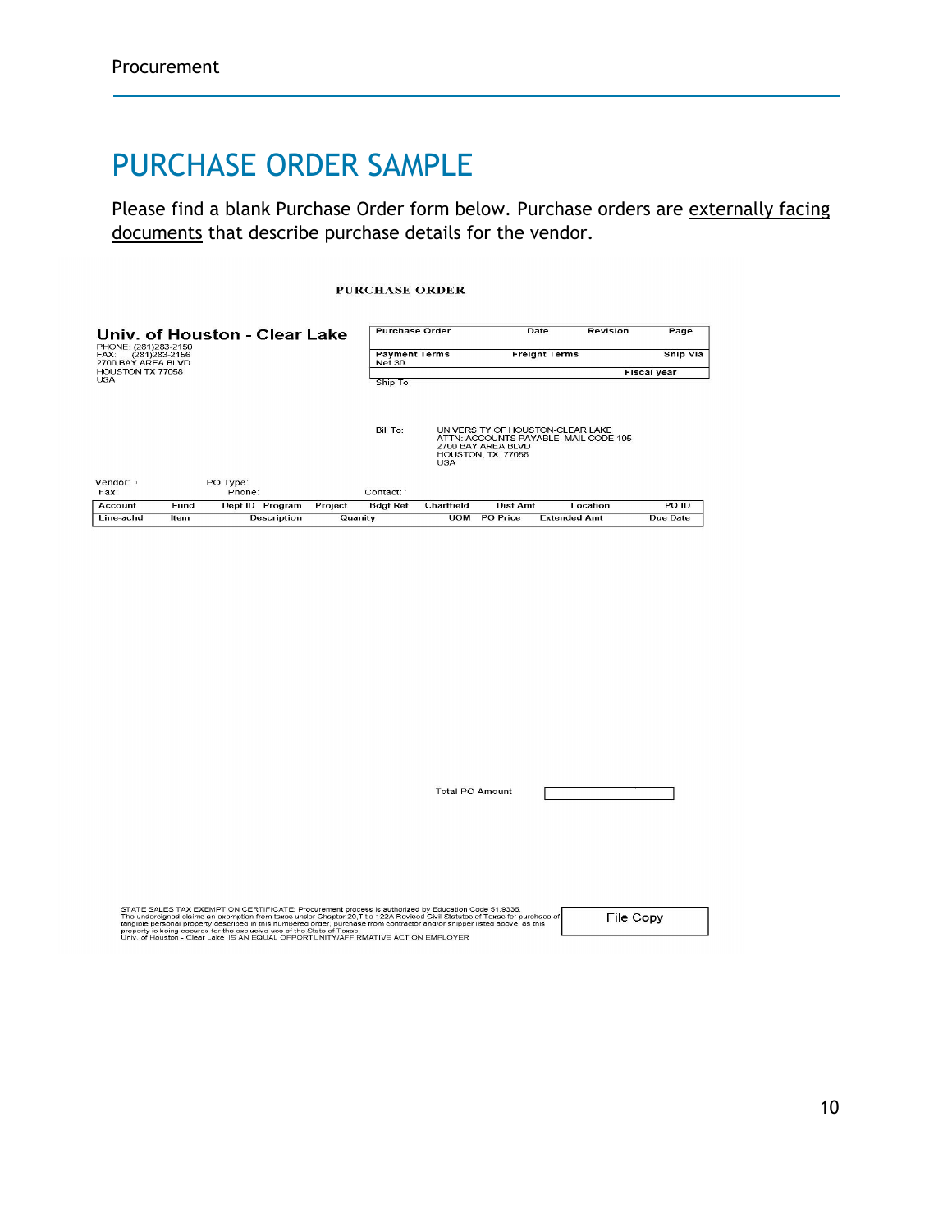# PURCHASE ORDER SAMPLE

Please find a blank Purchase Order form below. Purchase orders are externally facing documents that describe purchase details for the vendor.

**PURCHASE ORDER**

**Univ. of Houston - Clear Lake**
PHONE: (281)283-2150
FAX: (281)283-2156
2700 BAY AREA BLVD
HOUSTON TX 77058
USA

| Purchase Order | Date | Revision | Page |
|---|---|---|---|
| | | | |

| Payment Terms | Freight Terms | Ship Via |
|---|---|---|
| Net 30 | | |
| | Fiscal year | |

Ship To:

Bill To: UNIVERSITY OF HOUSTON-CLEAR LAKE
ATTN: ACCOUNTS PAYABLE, MAIL CODE 105
2700 BAY AREA BLVD
HOUSTON, TX. 77058
USA

Vendor: PO Type:
Fax: Phone: Contact:

| Account | Fund | Dept ID | Program | Project | Bdgt Ref | Chartfield | Dist Amt | Location | PO ID |
|---|---|---|---|---|---|---|---|---|---|
| Line-achd | Item | Description | | Quanity | | UOM | PO Price | Extended Amt | Due Date |

Total PO Amount

STATE SALES TAX EXEMPTION CERTIFICATE: Procurement process is authorized by Education Code 51.9335.
The undersigned claims an exemption from taxes under Chapter 20,Title 122A Revised Civil Statutes of Texas for purchase of tangible personal property described in this numbered order, purchase from contractor and/or shipper listed above, as this property is being secured for the exclusive use of the State of Texas.
Univ. of Houston - Clear Lake IS AN EQUAL OPPORTUNITY/AFFIRMATIVE ACTION EMPLOYER

File Copy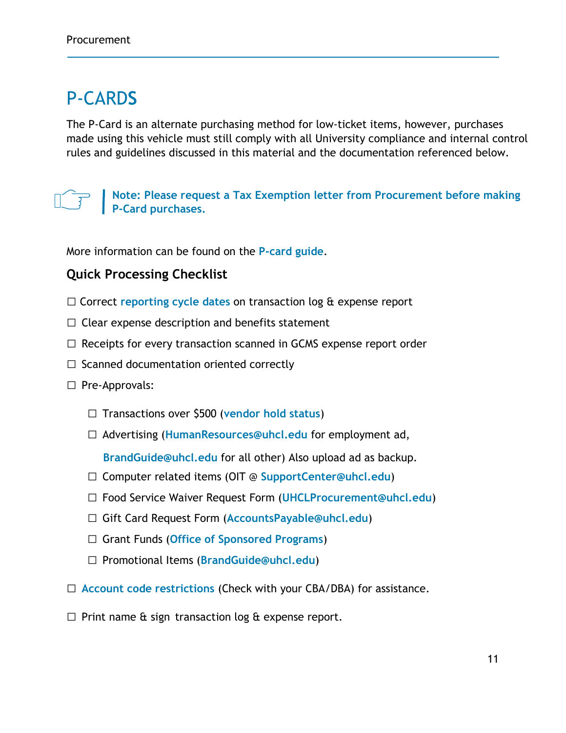# P-CARDS

The P-Card is an alternate purchasing method for low-ticket items, however, purchases made using this vehicle must still comply with all University compliance and internal control rules and guidelines discussed in this material and the documentation referenced below.

> ☞ **Note: Please request a Tax Exemption letter from Procurement before making P-Card purchases.**

More information can be found on the **P-card guide**.

### Quick Processing Checklist

☐ Correct **reporting cycle dates** on transaction log & expense report

☐ Clear expense description and benefits statement

☐ Receipts for every transaction scanned in GCMS expense report order

☐ Scanned documentation oriented correctly

☐ Pre-Approvals:

- ☐ Transactions over $500 (**vendor hold status**)
- ☐ Advertising (**HumanResources@uhcl.edu** for employment ad, **BrandGuide@uhcl.edu** for all other) Also upload ad as backup.
- ☐ Computer related items (OIT @ **SupportCenter@uhcl.edu**)
- ☐ Food Service Waiver Request Form (**UHCLProcurement@uhcl.edu**)
- ☐ Gift Card Request Form (**AccountsPayable@uhcl.edu**)
- ☐ Grant Funds (**Office of Sponsored Programs**)
- ☐ Promotional Items (**BrandGuide@uhcl.edu**)

☐ **Account code restrictions** (Check with your CBA/DBA) for assistance.

☐ Print name & sign transaction log & expense report.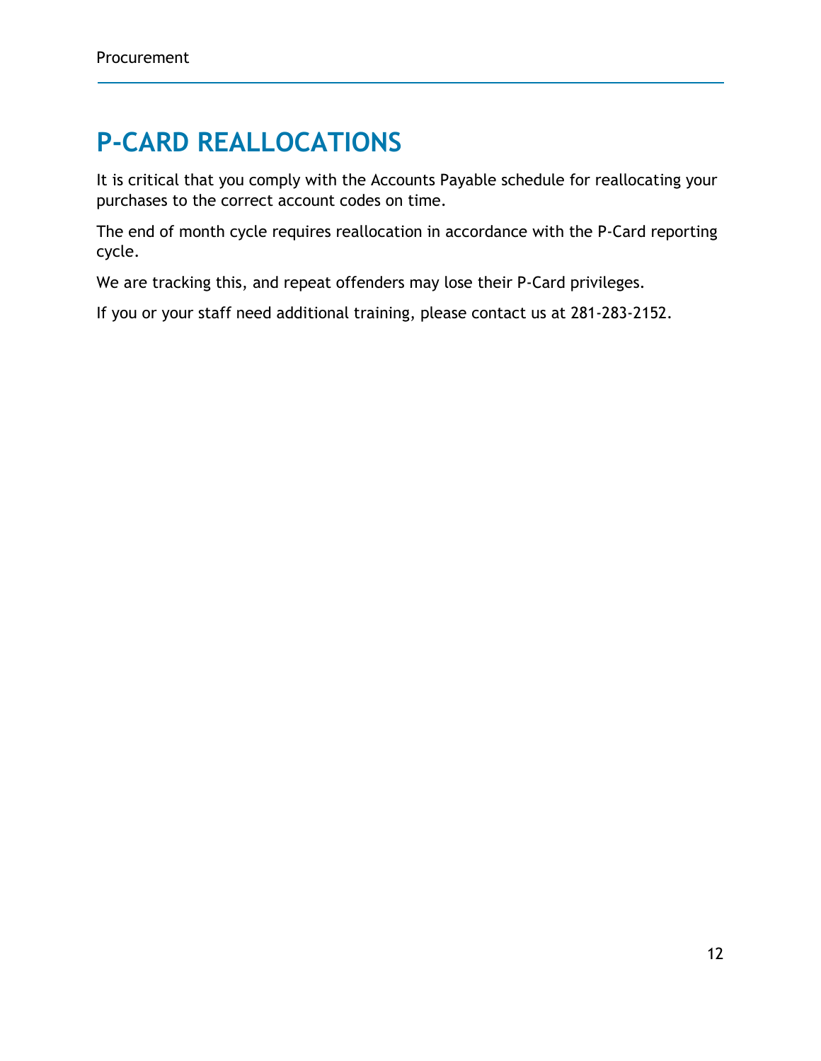# P-CARD REALLOCATIONS

It is critical that you comply with the Accounts Payable schedule for reallocating your purchases to the correct account codes on time.

The end of month cycle requires reallocation in accordance with the P-Card reporting cycle.

We are tracking this, and repeat offenders may lose their P-Card privileges.

If you or your staff need additional training, please contact us at 281-283-2152.